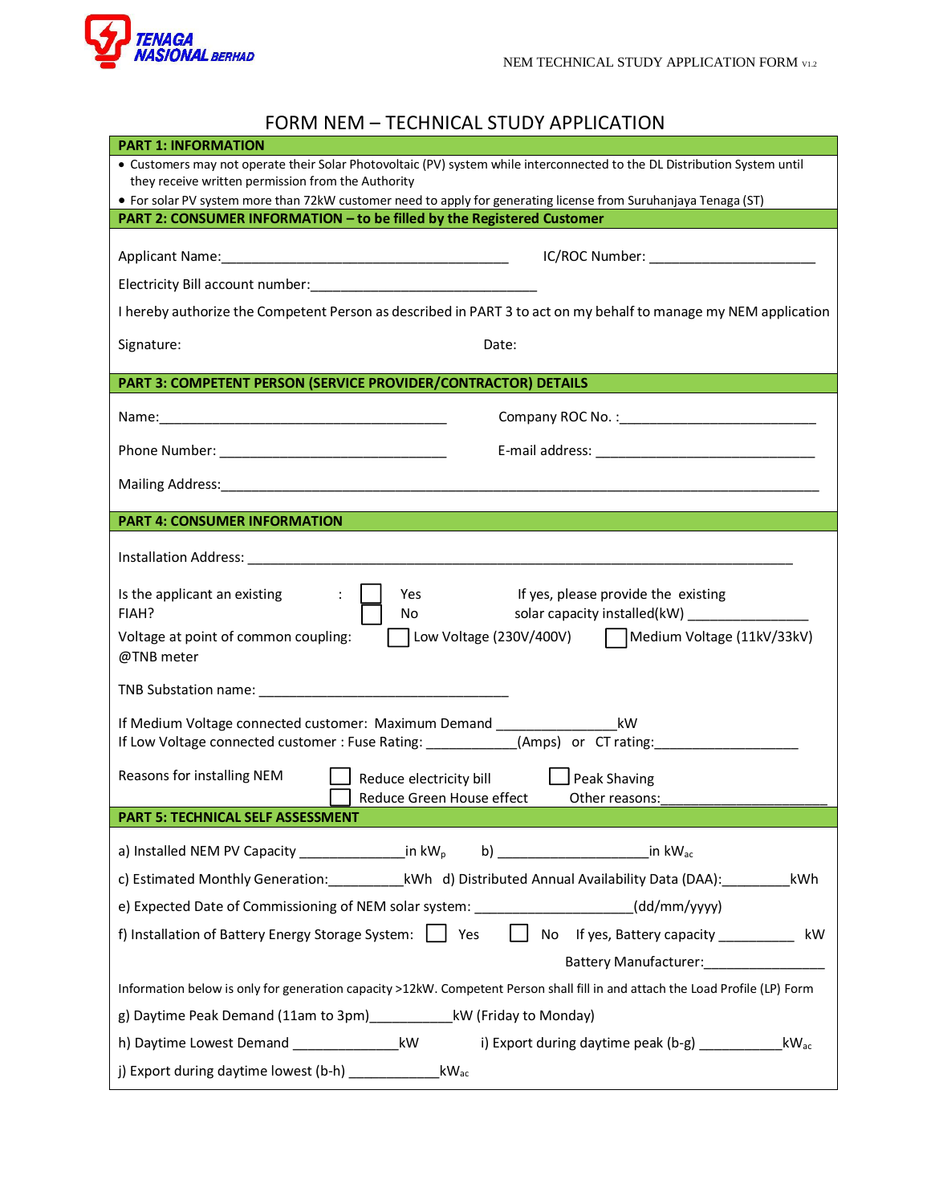# FORM NEM – TECHNICAL STUDY APPLICATION

## PART 1: INFORMATION

- Customers may not operate their Solar Photovoltaic (PV) system while interconnected to the DL Distribution System until they receive written permission from the Authority
- For solar PV system more than 72kW customer need to apply for generating license from Suruhanjaya Tenaga (ST)

## PART 2: CONSUMER INFORMATION – to be filled by the Registered Customer

Applicant Name:_______________________________________ IC/ROC Number: ______________________

Electricity Bill account number:______________________________

I hereby authorize the Competent Person as described in PART 3 to act on my behalf to manage my NEM application

Signature: Date:

## PART 3: COMPETENT PERSON (SERVICE PROVIDER/CONTRACTOR) DETAILS

Name:_______________________________________ Company ROC No. :__________________________

Phone Number: ______________________________ E-mail address: _____________________________

Mailing Address:_______________________________________________________________________________

## PART 4: CONSUMER INFORMATION

Installation Address: _________________________________________________________________________

Is the applicant an existing FIAH? : ☐ Yes ☐ No    If yes, please provide the existing solar capacity installed(kW) ________________

Voltage at point of common coupling: @TNB meter ☐ Low Voltage (230V/400V) ☐ Medium Voltage (11kV/33kV)

TNB Substation name: _________________________________

If Medium Voltage connected customer: Maximum Demand _______________kW

If Low Voltage connected customer : Fuse Rating: ___________(Amps) or CT rating:__________________

Reasons for installing NEM ☐ Reduce electricity bill ☐ Peak Shaving ☐ Reduce Green House effect Other reasons:_____________________

## PART 5: TECHNICAL SELF ASSESSMENT

a) Installed NEM PV Capacity ______________in $kW_p$    b) ____________________in $kW_{ac}$

c) Estimated Monthly Generation:__________kWh d) Distributed Annual Availability Data (DAA):_________kWh

e) Expected Date of Commissioning of NEM solar system: ____________________(dd/mm/yyyy)

f) Installation of Battery Energy Storage System: ☐ Yes ☐ No If yes, Battery capacity __________ kW

Battery Manufacturer:________________

Information below is only for generation capacity >12kW. Competent Person shall fill in and attach the Load Profile (LP) Form

g) Daytime Peak Demand (11am to 3pm)___________kW (Friday to Monday)

h) Daytime Lowest Demand ______________kW    i) Export during daytime peak (b-g) ___________$kW_{ac}$

j) Export during daytime lowest (b-h) ____________$kW_{ac}$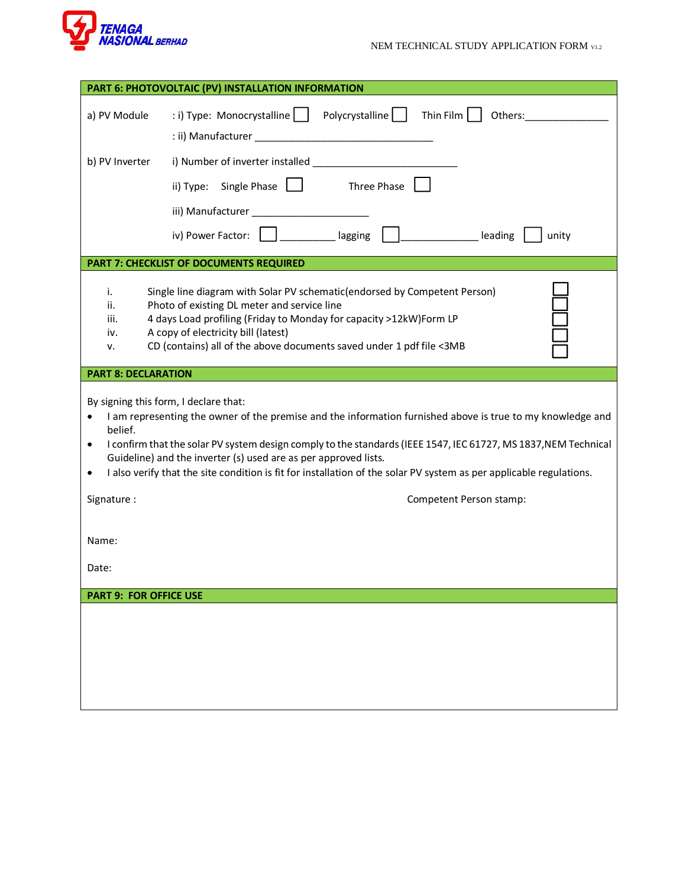## PART 6: PHOTOVOLTAIC (PV) INSTALLATION INFORMATION

a) PV Module : i) Type: Monocrystalline ☐ Polycrystalline ☐ Thin Film ☐ Others:_______________

: ii) Manufacturer ________________________________

b) PV Inverter i) Number of inverter installed __________________________

ii) Type: Single Phase ☐ Three Phase ☐

iii) Manufacturer _____________________

iv) Power Factor: ☐ __________ lagging ☐ ______________ leading ☐ unity

## PART 7: CHECKLIST OF DOCUMENTS REQUIRED

| | | |
|---|---|---|
| i. | Single line diagram with Solar PV schematic(endorsed by Competent Person) | ☐ |
| ii. | Photo of existing DL meter and service line | ☐ |
| iii. | 4 days Load profiling (Friday to Monday for capacity >12kW)Form LP | ☐ |
| iv. | A copy of electricity bill (latest) | ☐ |
| v. | CD (contains) all of the above documents saved under 1 pdf file <3MB | ☐ |

## PART 8: DECLARATION

By signing this form, I declare that:

- I am representing the owner of the premise and the information furnished above is true to my knowledge and belief.
- I confirm that the solar PV system design comply to the standards (IEEE 1547, IEC 61727, MS 1837,NEM Technical Guideline) and the inverter (s) used are as per approved lists.
- I also verify that the site condition is fit for installation of the solar PV system as per applicable regulations.

Signature :

Competent Person stamp:

Name:

Date:

## PART 9: FOR OFFICE USE